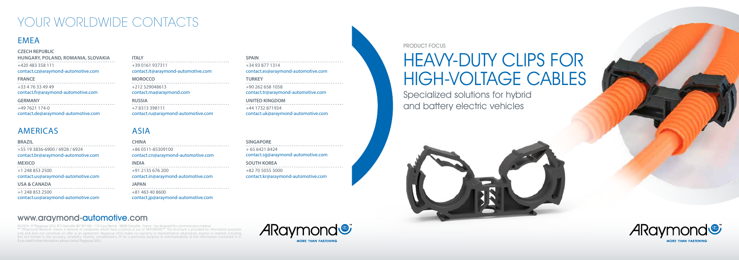# YOUR WORLDWIDE CONTACTS

## EMEA

**CZECH REPUBLIC**
**HUNGARY, POLAND, ROMANIA, SLOVAKIA**
+420 483 358 111
contact.cz@araymond-automotive.com

**FRANCE**
+33 4 76 33 49 49
contact.fr@araymond-automotive.com

**GERMANY**
+49 7621 174-0
contact.de@araymond-automotive.com

**ITALY**
+39 0161 937311
contact.it@araymond-automotive.com

**MOROCCO**
+212 529048613
contact.ma@araymond.com

**RUSSIA**
+7 8313 398111
contact.ru@araymond-automotive.com

**SPAIN**
+34 93 877 1314
contact.es@araymond-automotive.com

**TURKEY**
+90 262 658 1058
contact.tr@araymond-automotive.com

**UNITED KINGDOM**
+44 1732 871934
contact.uk@araymond-automotive.com

## AMERICAS

**BRAZIL**
+55 19 3836-6900 / 6928 / 6924
contact.br@araymond-automotive.com

**MEXICO**
+1 248 853 2500
contact.us@araymond-automotive.com

**USA & CANADA**
+1 248 853 2500
contact.us@araymond-automotive.com

## ASIA

**CHINA**
+86 0511-85309100
contact.cn@araymond-automotive.com

**INDIA**
+91 2135 676 200
contact.in@araymond-automotive.com

**JAPAN**
+81 463 40 8600
contact.jp@araymond-automotive.com

**SINGAPORE**
+ 65 6421 8424
contact.sg@araymond-automotive.com

**SOUTH KOREA**
+82 70 5055 5000
contact.kr@araymond-automotive.com

www.araymond-automotive.com

05/2018 - © *Raygroup SASU, RCS Grenoble 487 947 483 - 113 Cours Berriat - 38000 Grenoble - France - has designed this communication material. ** "ARaymond Network" means a network of companies which have a license of use of ARAYMOND**. This brochure is provided for information purposes only and does not constitute an offer or an agreement. Raygroup SASU makes no warranty or representation whatsoever, express or implied, including but not limited to the accuracy, reliability, novelty, completeness, fit for a particular purpose or merchantability of the information contained in it. If you need further information, please contact Raygroup SASU.

ARaymond MORE THAN FASTENING

PRODUCT FOCUS

# HEAVY-DUTY CLIPS FOR HIGH-VOLTAGE CABLES

Specialized solutions for hybrid and battery electric vehicles

ARaymond MORE THAN FASTENING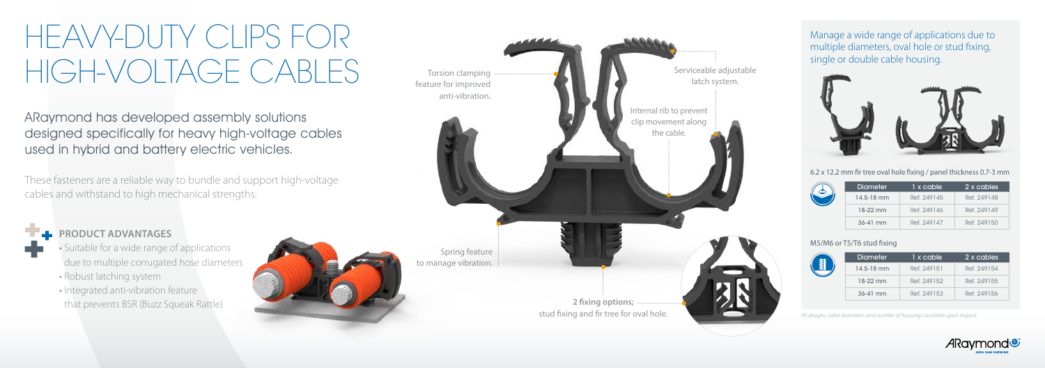# HEAVY-DUTY CLIPS FOR HIGH-VOLTAGE CABLES

ARaymond has developed assembly solutions designed specifically for heavy high-voltage cables used in hybrid and battery electric vehicles.

These fasteners are a reliable way to bundle and support high-voltage cables and withstand to high mechanical strengths.

## PRODUCT ADVANTAGES

- Suitable for a wide range of applications due to multiple corrugated hose diameters
- Robust latching system
- Integrated anti-vibration feature that prevents BSR (Buzz Squeak Rattle)

Torsion clamping feature for improved anti-vibration.

Serviceable adjustable latch system.

Internal rib to prevent clip movement along the cable.

Spring feature to manage vibration.

**2 fixing options;** stud fixing and fir tree for oval hole.

Manage a wide range of applications due to multiple diameters, oval hole or stud fixing, single or double cable housing.

6.2 x 12.2 mm fir tree oval hole fixing / panel thickness 0.7-3 mm

| Diameter | 1 x cable | 2 x cables |
|---|---|---|
| 14.5-18 mm | Ref. 249145 | Ref. 249148 |
| 18-22 mm | Ref. 249146 | Ref. 249149 |
| 36-41 mm | Ref. 249147 | Ref. 249150 |

M5/M6 or T5/T6 stud fixing

| Diameter | 1 x cable | 2 x cables |
|---|---|---|
| 14.5-18 mm | Ref. 249151 | Ref. 249154 |
| 18-22 mm | Ref. 249152 | Ref. 249155 |
| 36-41 mm | Ref. 249153 | Ref. 249156 |

*All designs, cable diameters and number of housings available upon request.*